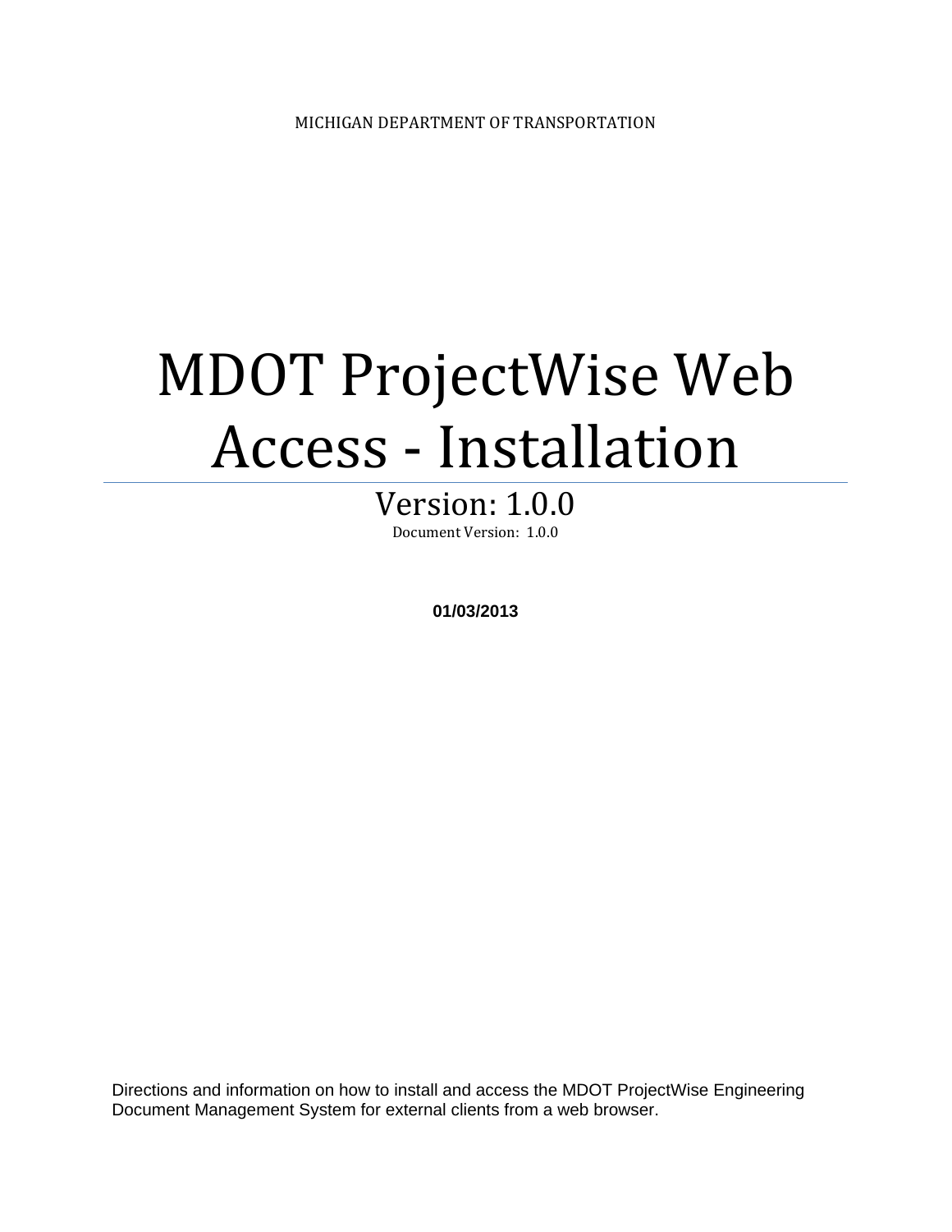MICHIGAN DEPARTMENT OF TRANSPORTATION

# MDOT ProjectWise Web Access - Installation

## Version: 1.0.0

Document Version: 1.0.0

**01/03/2013**

Directions and information on how to install and access the MDOT ProjectWise Engineering Document Management System for external clients from a web browser.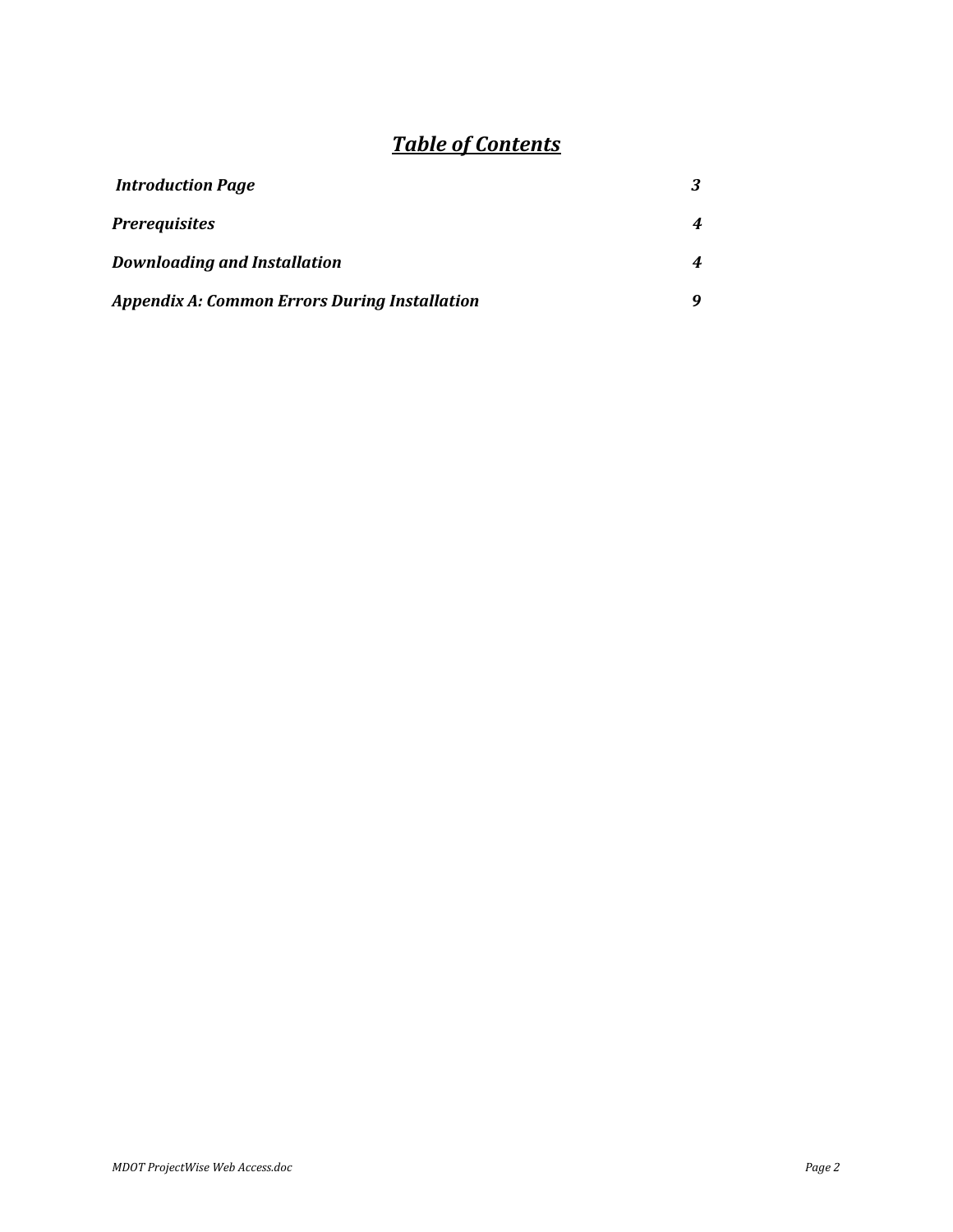# ***Table of Contents***

| | |
|---|---|
| ***Introduction Page*** | ***3*** |
| ***Prerequisites*** | ***4*** |
| ***Downloading and Installation*** | ***4*** |
| ***Appendix A: Common Errors During Installation*** | ***9*** |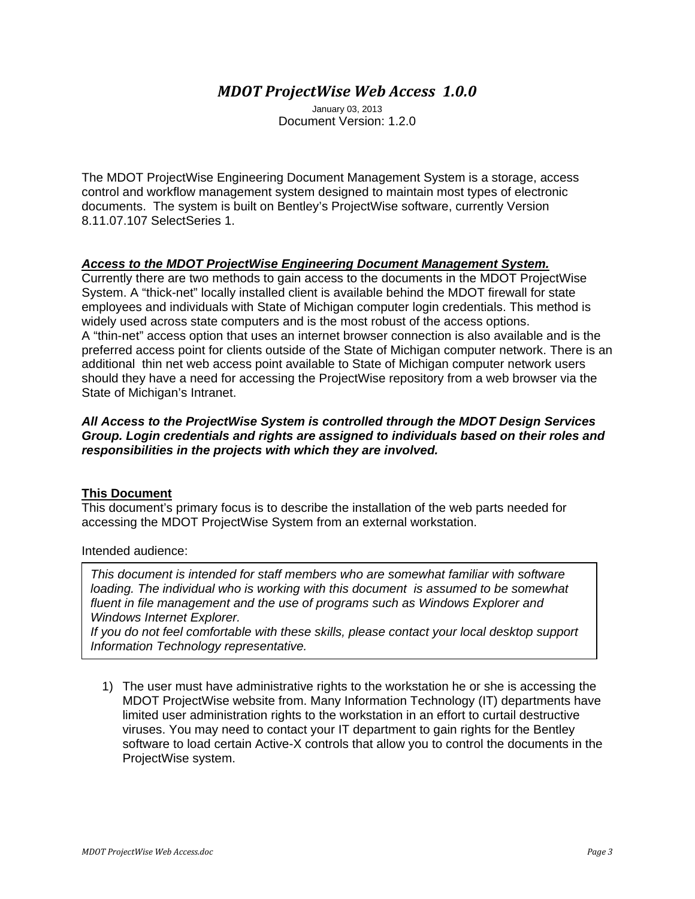# *MDOT ProjectWise Web Access 1.0.0*

January 03, 2013
Document Version: 1.2.0

The MDOT ProjectWise Engineering Document Management System is a storage, access control and workflow management system designed to maintain most types of electronic documents. The system is built on Bentley's ProjectWise software, currently Version 8.11.07.107 SelectSeries 1.

***Access to the MDOT ProjectWise Engineering Document Management System.***

Currently there are two methods to gain access to the documents in the MDOT ProjectWise System. A "thick-net" locally installed client is available behind the MDOT firewall for state employees and individuals with State of Michigan computer login credentials. This method is widely used across state computers and is the most robust of the access options.
A "thin-net" access option that uses an internet browser connection is also available and is the preferred access point for clients outside of the State of Michigan computer network. There is an additional thin net web access point available to State of Michigan computer network users should they have a need for accessing the ProjectWise repository from a web browser via the State of Michigan's Intranet.

***All Access to the ProjectWise System is controlled through the MDOT Design Services Group. Login credentials and rights are assigned to individuals based on their roles and responsibilities in the projects with which they are involved.***

**This Document**

This document's primary focus is to describe the installation of the web parts needed for accessing the MDOT ProjectWise System from an external workstation.

Intended audience:

> *This document is intended for staff members who are somewhat familiar with software loading. The individual who is working with this document is assumed to be somewhat fluent in file management and the use of programs such as Windows Explorer and Windows Internet Explorer.*
> *If you do not feel comfortable with these skills, please contact your local desktop support Information Technology representative.*

1) The user must have administrative rights to the workstation he or she is accessing the MDOT ProjectWise website from. Many Information Technology (IT) departments have limited user administration rights to the workstation in an effort to curtail destructive viruses. You may need to contact your IT department to gain rights for the Bentley software to load certain Active-X controls that allow you to control the documents in the ProjectWise system.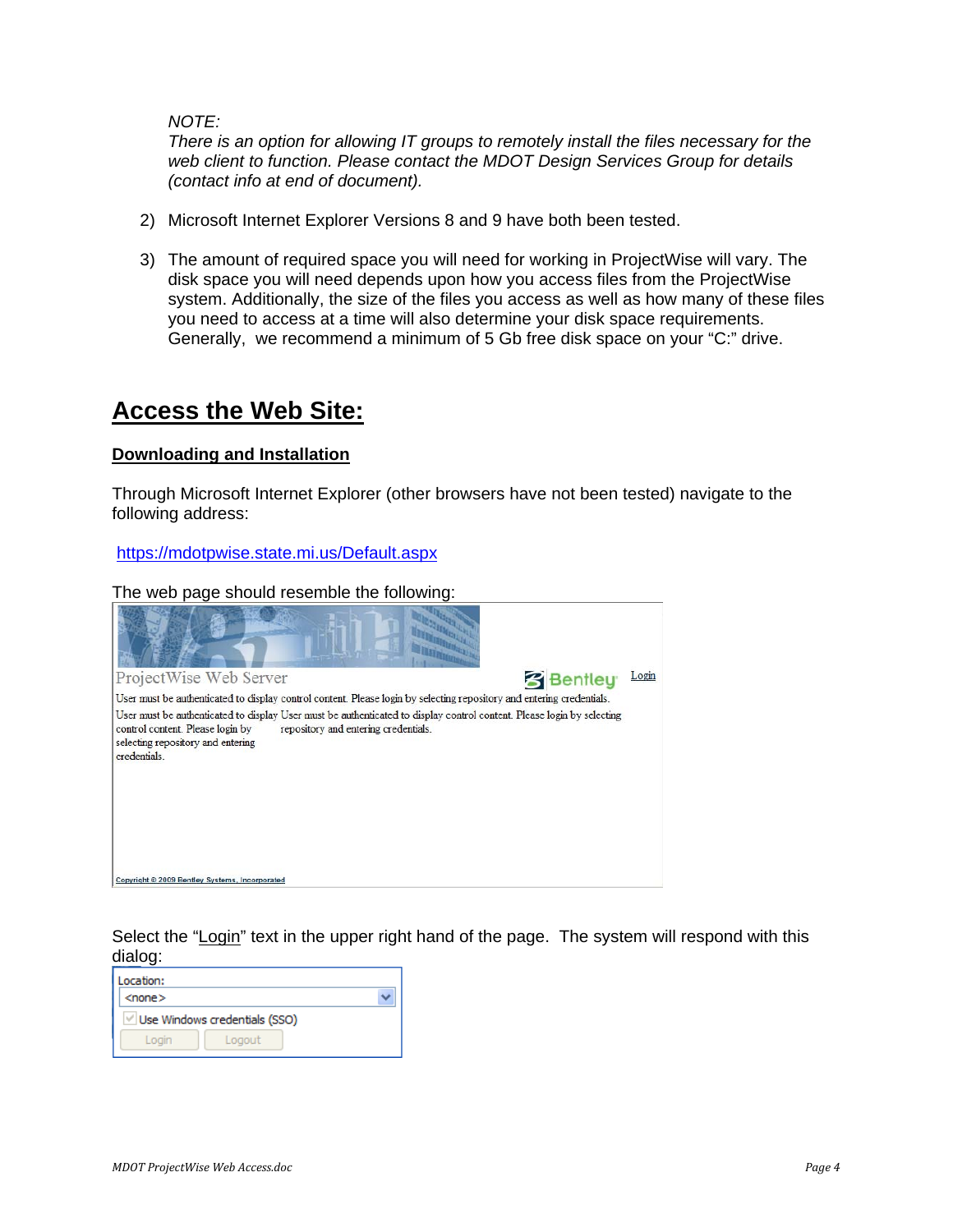*NOTE:*
*There is an option for allowing IT groups to remotely install the files necessary for the web client to function. Please contact the MDOT Design Services Group for details (contact info at end of document).*

2) Microsoft Internet Explorer Versions 8 and 9 have both been tested.

3) The amount of required space you will need for working in ProjectWise will vary. The disk space you will need depends upon how you access files from the ProjectWise system. Additionally, the size of the files you access as well as how many of these files you need to access at a time will also determine your disk space requirements. Generally, we recommend a minimum of 5 Gb free disk space on your "C:" drive.

# Access the Web Site:

## Downloading and Installation

Through Microsoft Internet Explorer (other browsers have not been tested) navigate to the following address:

https://mdotpwise.state.mi.us/Default.aspx

The web page should resemble the following:

ProjectWise Web Server

Bentley Login

User must be authenticated to display control content. Please login by selecting repository and entering credentials.

User must be authenticated to display control content. Please login by selecting repository and entering credentials.

User must be authenticated to display control content. Please login by selecting repository and entering credentials.

Copyright © 2009 Bentley Systems, Incorporated

Select the "Login" text in the upper right hand of the page. The system will respond with this dialog:

Location:
<none>
Use Windows credentials (SSO)
Login Logout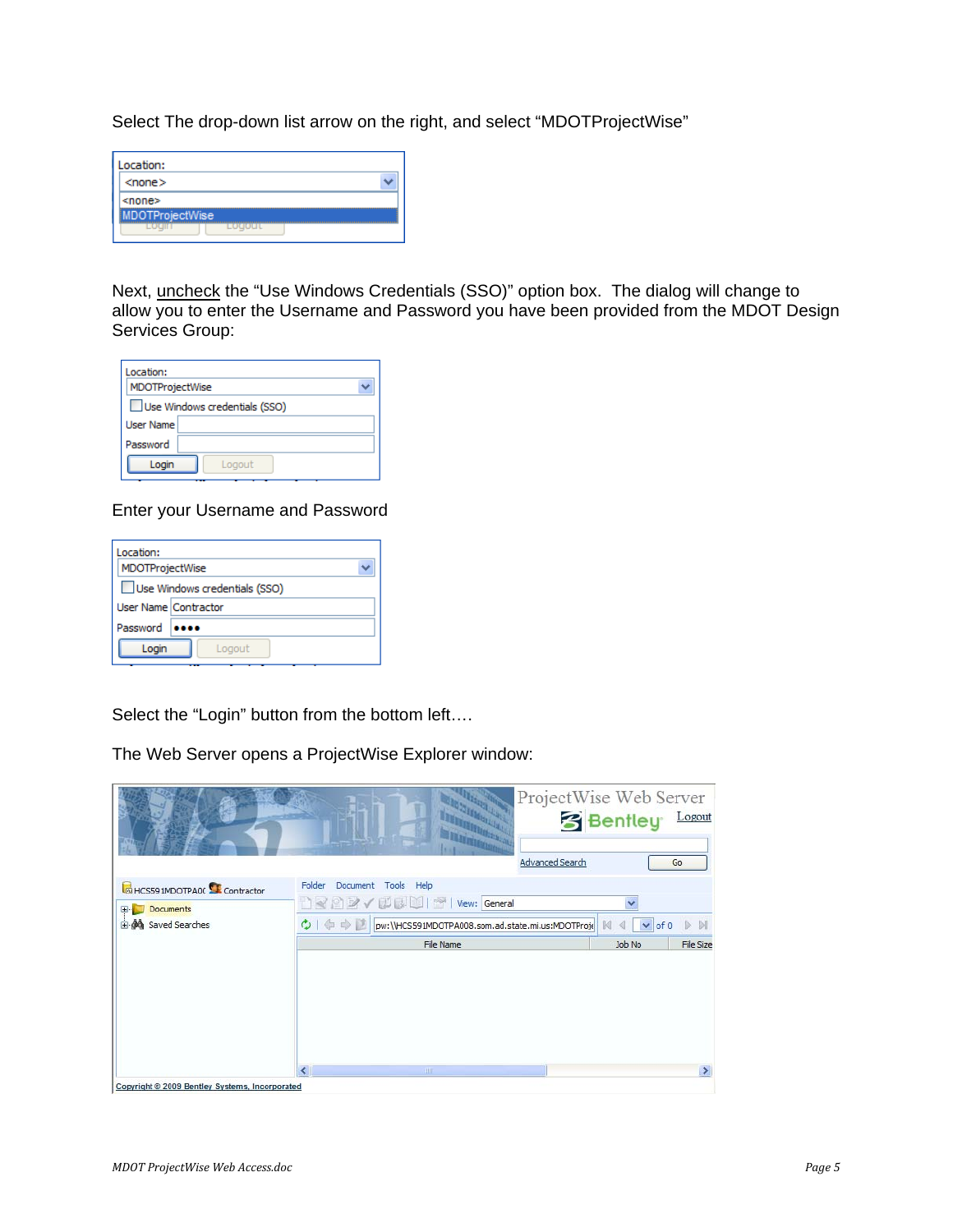Select The drop-down list arrow on the right, and select "MDOTProjectWise"

Next, <u>uncheck</u> the "Use Windows Credentials (SSO)" option box. The dialog will change to allow you to enter the Username and Password you have been provided from the MDOT Design Services Group:

Enter your Username and Password

Select the "Login" button from the bottom left….

The Web Server opens a ProjectWise Explorer window: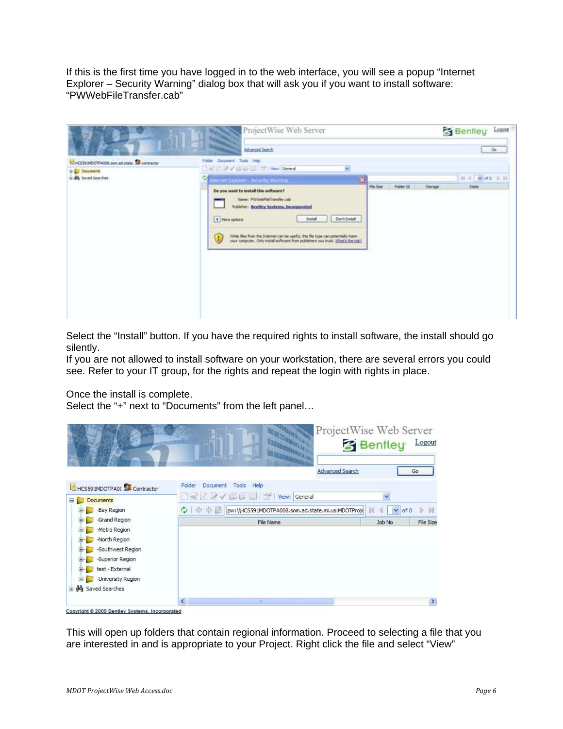If this is the first time you have logged in to the web interface, you will see a popup "Internet Explorer – Security Warning" dialog box that will ask you if you want to install software: "PWWebFileTransfer.cab"

Select the "Install" button. If you have the required rights to install software, the install should go silently.
If you are not allowed to install software on your workstation, there are several errors you could see. Refer to your IT group, for the rights and repeat the login with rights in place.

Once the install is complete.
Select the "+" next to "Documents" from the left panel…

This will open up folders that contain regional information. Proceed to selecting a file that you are interested in and is appropriate to your Project. Right click the file and select "View"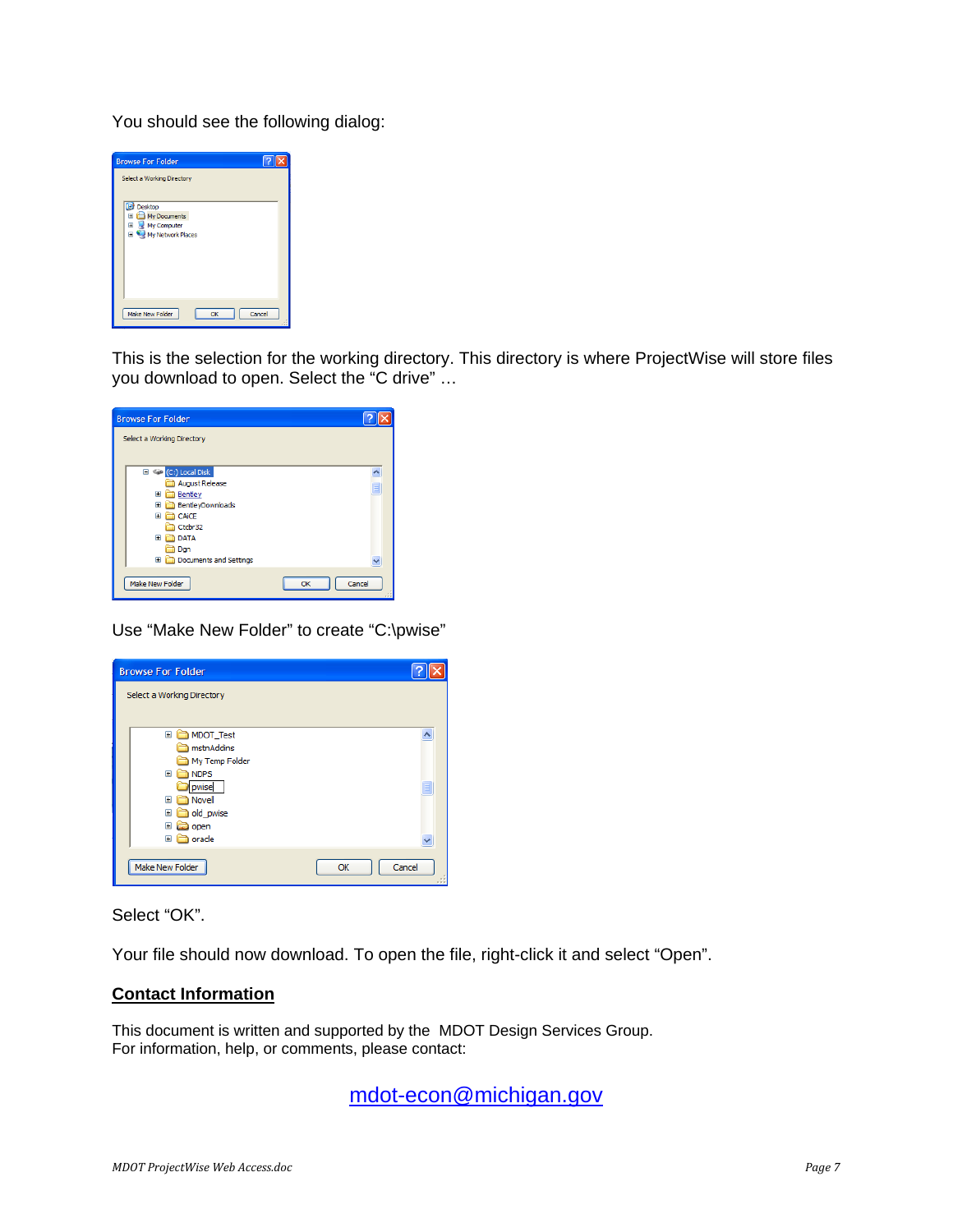You should see the following dialog:

This is the selection for the working directory. This directory is where ProjectWise will store files you download to open. Select the “C drive” …

Use “Make New Folder” to create “C:\pwise”

Select “OK”.

Your file should now download. To open the file, right-click it and select “Open”.

## Contact Information

This document is written and supported by the MDOT Design Services Group.
For information, help, or comments, please contact:

mdot-econ@michigan.gov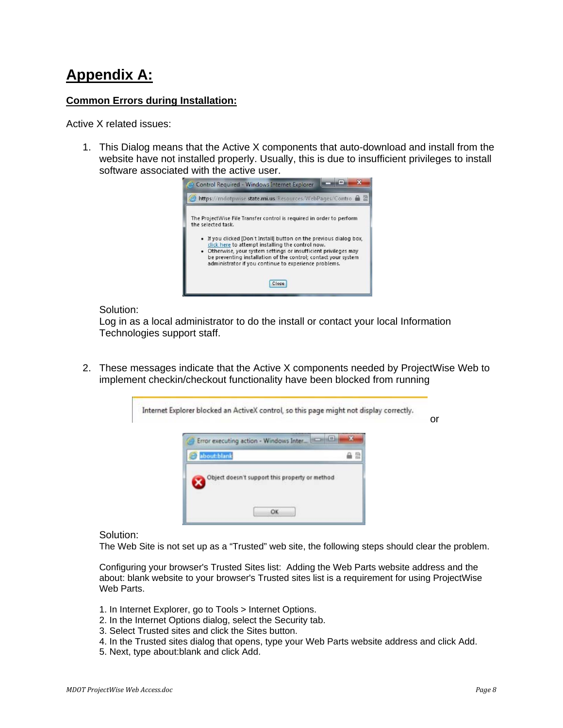# Appendix A:

## Common Errors during Installation:

Active X related issues:

1. This Dialog means that the Active X components that auto-download and install from the website have not installed properly. Usually, this is due to insufficient privileges to install software associated with the active user.

   Control Required - Windows Internet Explorer

   https://mdotpwise.state.mi.us/Resources/WebPages/Contro

   The ProjectWise File Transfer control is required in order to perform the selected task.

   - If you clicked [Don't Install] button on the previous dialog box, click here to attempt installing the control now.
   - Otherwise, your system settings or insufficient privileges may be preventing installation of the control; contact your system administrator if you continue to experience problems.

   Close

   Solution:
   Log in as a local administrator to do the install or contact your local Information Technologies support staff.

2. These messages indicate that the Active X components needed by ProjectWise Web to implement checkin/checkout functionality have been blocked from running

   Internet Explorer blocked an ActiveX control, so this page might not display correctly.

   or

   Error executing action - Windows Inter...

   about:blank

   Object doesn't support this property or method

   OK

   Solution:
   The Web Site is not set up as a "Trusted" web site, the following steps should clear the problem.

   Configuring your browser's Trusted Sites list: Adding the Web Parts website address and the about: blank website to your browser's Trusted sites list is a requirement for using ProjectWise Web Parts.

   1. In Internet Explorer, go to Tools > Internet Options.
   2. In the Internet Options dialog, select the Security tab.
   3. Select Trusted sites and click the Sites button.
   4. In the Trusted sites dialog that opens, type your Web Parts website address and click Add.
   5. Next, type about:blank and click Add.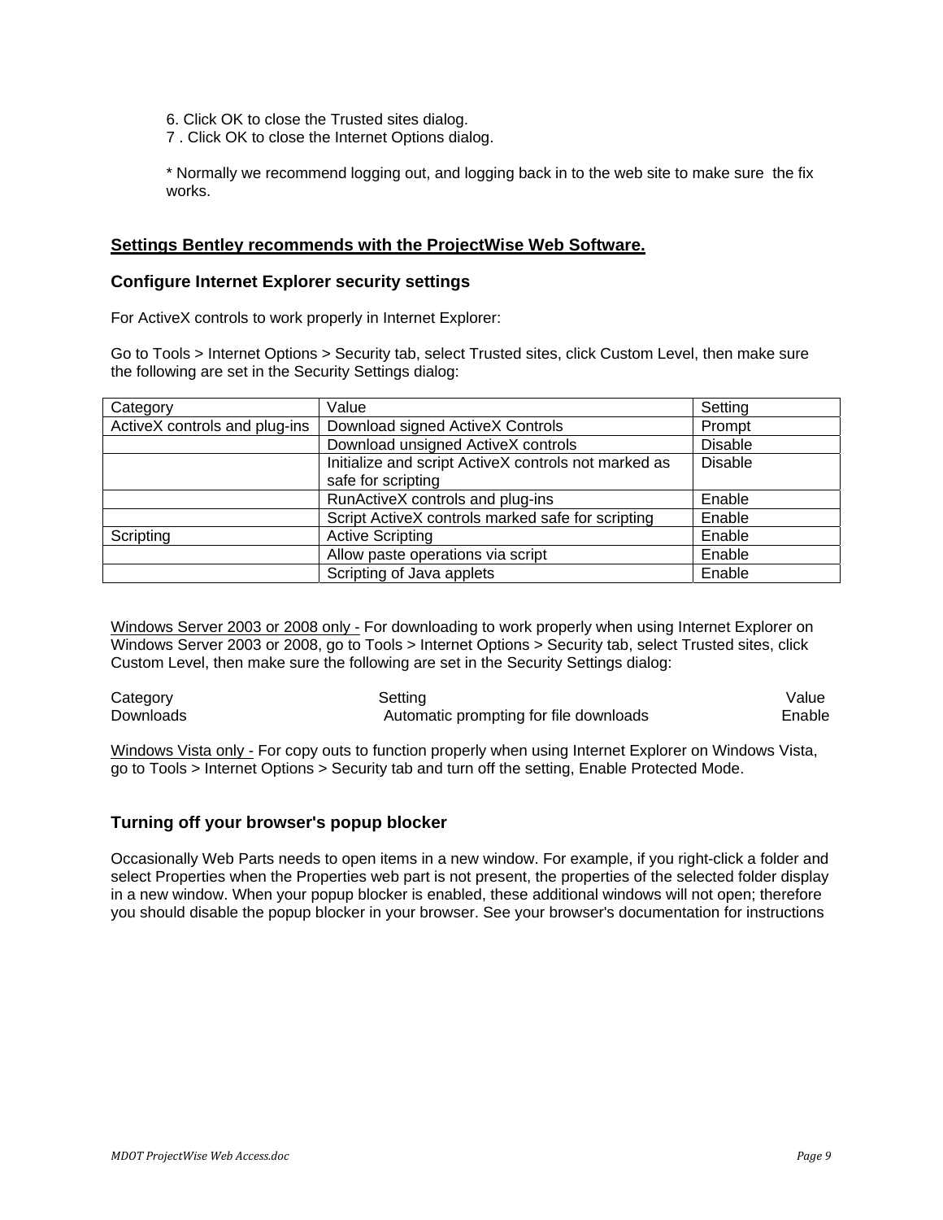6. Click OK to close the Trusted sites dialog.
7 . Click OK to close the Internet Options dialog.

* Normally we recommend logging out, and logging back in to the web site to make sure the fix works.

## Settings Bentley recommends with the ProjectWise Web Software.

### Configure Internet Explorer security settings

For ActiveX controls to work properly in Internet Explorer:

Go to Tools > Internet Options > Security tab, select Trusted sites, click Custom Level, then make sure the following are set in the Security Settings dialog:

| Category | Value | Setting |
| --- | --- | --- |
| ActiveX controls and plug-ins | Download signed ActiveX Controls | Prompt |
| | Download unsigned ActiveX controls | Disable |
| | Initialize and script ActiveX controls not marked as safe for scripting | Disable |
| | RunActiveX controls and plug-ins | Enable |
| | Script ActiveX controls marked safe for scripting | Enable |
| Scripting | Active Scripting | Enable |
| | Allow paste operations via script | Enable |
| | Scripting of Java applets | Enable |

Windows Server 2003 or 2008 only - For downloading to work properly when using Internet Explorer on Windows Server 2003 or 2008, go to Tools > Internet Options > Security tab, select Trusted sites, click Custom Level, then make sure the following are set in the Security Settings dialog:

| Category | Setting | Value |
| --- | --- | --- |
| Downloads | Automatic prompting for file downloads | Enable |

Windows Vista only - For copy outs to function properly when using Internet Explorer on Windows Vista, go to Tools > Internet Options > Security tab and turn off the setting, Enable Protected Mode.

### Turning off your browser's popup blocker

Occasionally Web Parts needs to open items in a new window. For example, if you right-click a folder and select Properties when the Properties web part is not present, the properties of the selected folder display in a new window. When your popup blocker is enabled, these additional windows will not open; therefore you should disable the popup blocker in your browser. See your browser's documentation for instructions